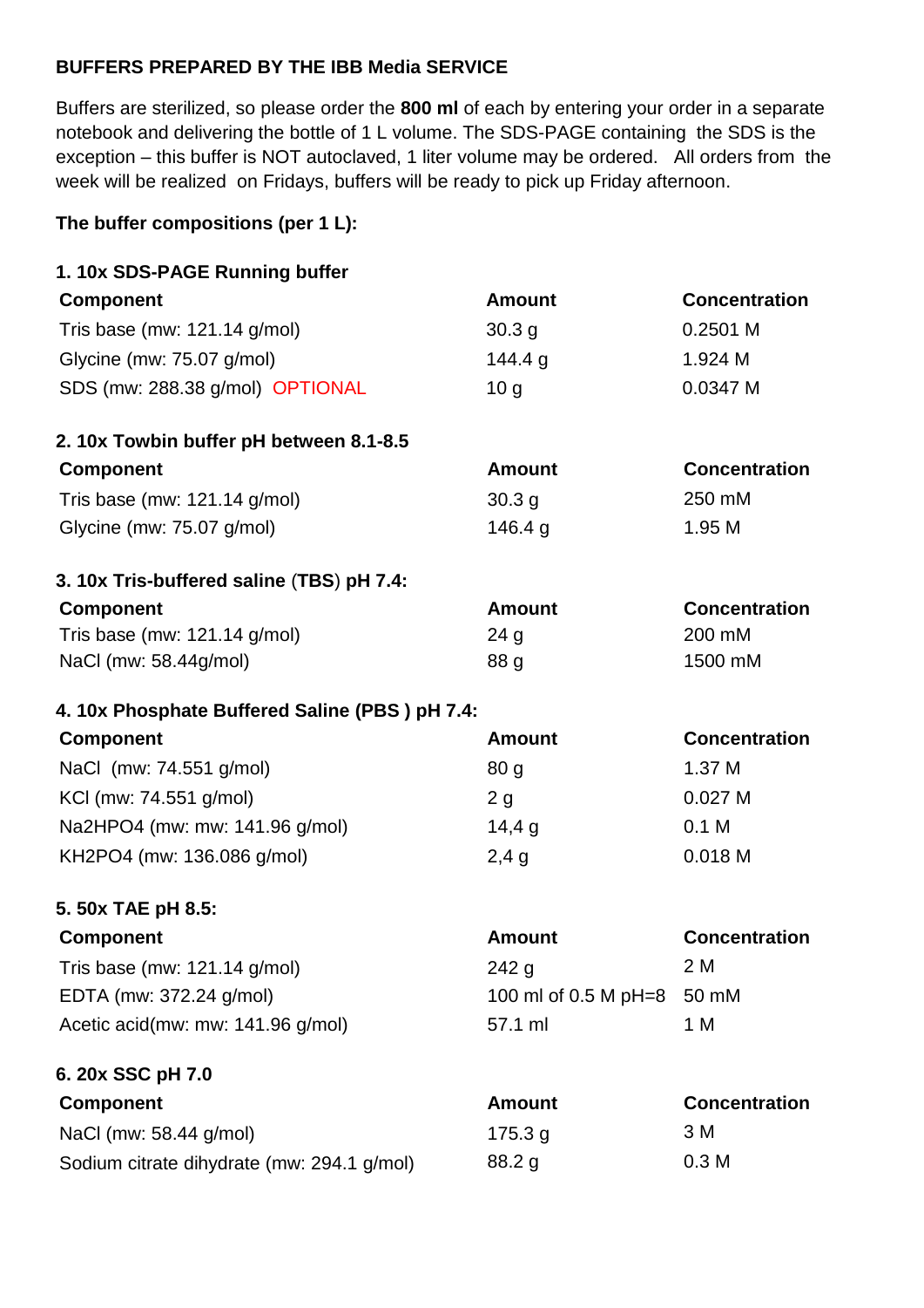## BUFFERS PREPARED BY THE IBB Media SERVICE

Buffers are sterilized, so please order the **800 ml** of each by entering your order in a separate notebook and delivering the bottle of 1 L volume. The SDS-PAGE containing the SDS is the exception – this buffer is NOT autoclaved, 1 liter volume may be ordered. All orders from the week will be realized on Fridays, buffers will be ready to pick up Friday afternoon.

**The buffer compositions (per 1 L):**

### 1. 10x SDS-PAGE Running buffer

| Component | Amount | Concentration |
|---|---|---|
| Tris base (mw: 121.14 g/mol) | 30.3 g | 0.2501 M |
| Glycine (mw: 75.07 g/mol) | 144.4 g | 1.924 M |
| SDS (mw: 288.38 g/mol) OPTIONAL | 10 g | 0.0347 M |

### 2. 10x Towbin buffer pH between 8.1-8.5

| Component | Amount | Concentration |
|---|---|---|
| Tris base (mw: 121.14 g/mol) | 30.3 g | 250 mM |
| Glycine (mw: 75.07 g/mol) | 146.4 g | 1.95 M |

### 3. 10x Tris-buffered saline (TBS) pH 7.4:

| Component | Amount | Concentration |
|---|---|---|
| Tris base (mw: 121.14 g/mol) | 24 g | 200 mM |
| NaCl (mw: 58.44g/mol) | 88 g | 1500 mM |

### 4. 10x Phosphate Buffered Saline (PBS ) pH 7.4:

| Component | Amount | Concentration |
|---|---|---|
| NaCl (mw: 74.551 g/mol) | 80 g | 1.37 M |
| KCl (mw: 74.551 g/mol) | 2 g | 0.027 M |
| Na2HPO4 (mw: mw: 141.96 g/mol) | 14,4 g | 0.1 M |
| KH2PO4 (mw: 136.086 g/mol) | 2,4 g | 0.018 M |

### 5. 50x TAE pH 8.5:

| Component | Amount | Concentration |
|---|---|---|
| Tris base (mw: 121.14 g/mol) | 242 g | 2 M |
| EDTA (mw: 372.24 g/mol) | 100 ml of 0.5 M pH=8 | 50 mM |
| Acetic acid(mw: mw: 141.96 g/mol) | 57.1 ml | 1 M |

### 6. 20x SSC pH 7.0

| Component | Amount | Concentration |
|---|---|---|
| NaCl (mw: 58.44 g/mol) | 175.3 g | 3 M |
| Sodium citrate dihydrate (mw: 294.1 g/mol) | 88.2 g | 0.3 M |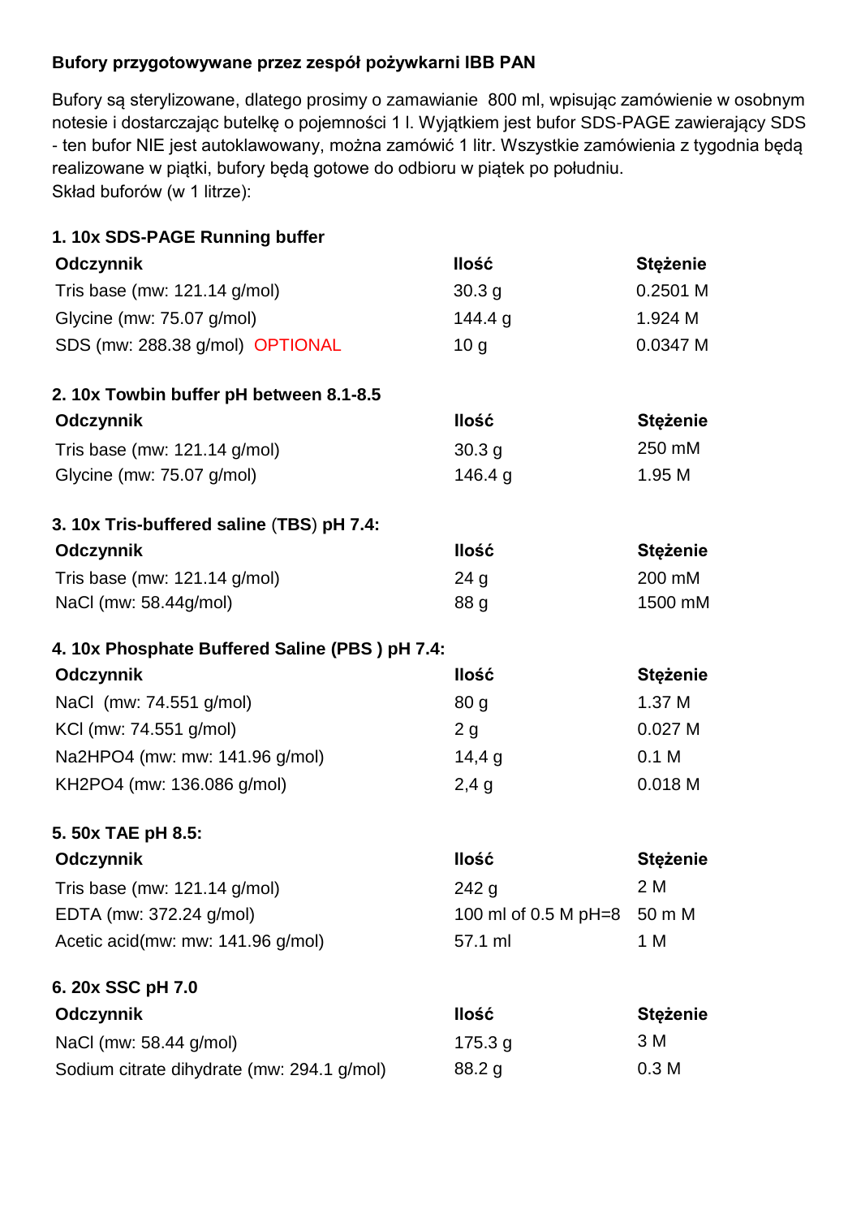**Bufory przygotowywane przez zespół pożywkarni IBB PAN**

Bufory są sterylizowane, dlatego prosimy o zamawianie 800 ml, wpisując zamówienie w osobnym notesie i dostarczając butelkę o pojemności 1 l. Wyjątkiem jest bufor SDS-PAGE zawierający SDS - ten bufor NIE jest autoklawowany, można zamówić 1 litr. Wszystkie zamówienia z tygodnia będą realizowane w piątki, bufory będą gotowe do odbioru w piątek po południu.
Skład buforów (w 1 litrze):

**1. 10x SDS-PAGE Running buffer**

| Odczynnik | Ilość | Stężenie |
|---|---|---|
| Tris base (mw: 121.14 g/mol) | 30.3 g | 0.2501 M |
| Glycine (mw: 75.07 g/mol) | 144.4 g | 1.924 M |
| SDS (mw: 288.38 g/mol) OPTIONAL | 10 g | 0.0347 M |

**2. 10x Towbin buffer pH between 8.1-8.5**

| Odczynnik | Ilość | Stężenie |
|---|---|---|
| Tris base (mw: 121.14 g/mol) | 30.3 g | 250 mM |
| Glycine (mw: 75.07 g/mol) | 146.4 g | 1.95 M |

**3. 10x Tris-buffered saline (TBS) pH 7.4:**

| Odczynnik | Ilość | Stężenie |
|---|---|---|
| Tris base (mw: 121.14 g/mol) | 24 g | 200 mM |
| NaCl (mw: 58.44g/mol) | 88 g | 1500 mM |

**4. 10x Phosphate Buffered Saline (PBS ) pH 7.4:**

| Odczynnik | Ilość | Stężenie |
|---|---|---|
| NaCl (mw: 74.551 g/mol) | 80 g | 1.37 M |
| KCl (mw: 74.551 g/mol) | 2 g | 0.027 M |
| Na2HPO4 (mw: mw: 141.96 g/mol) | 14,4 g | 0.1 M |
| KH2PO4 (mw: 136.086 g/mol) | 2,4 g | 0.018 M |

**5. 50x TAE pH 8.5:**

| Odczynnik | Ilość | Stężenie |
|---|---|---|
| Tris base (mw: 121.14 g/mol) | 242 g | 2 M |
| EDTA (mw: 372.24 g/mol) | 100 ml of 0.5 M pH=8 | 50 m M |
| Acetic acid(mw: mw: 141.96 g/mol) | 57.1 ml | 1 M |

**6. 20x SSC pH 7.0**

| Odczynnik | Ilość | Stężenie |
|---|---|---|
| NaCl (mw: 58.44 g/mol) | 175.3 g | 3 M |
| Sodium citrate dihydrate (mw: 294.1 g/mol) | 88.2 g | 0.3 M |